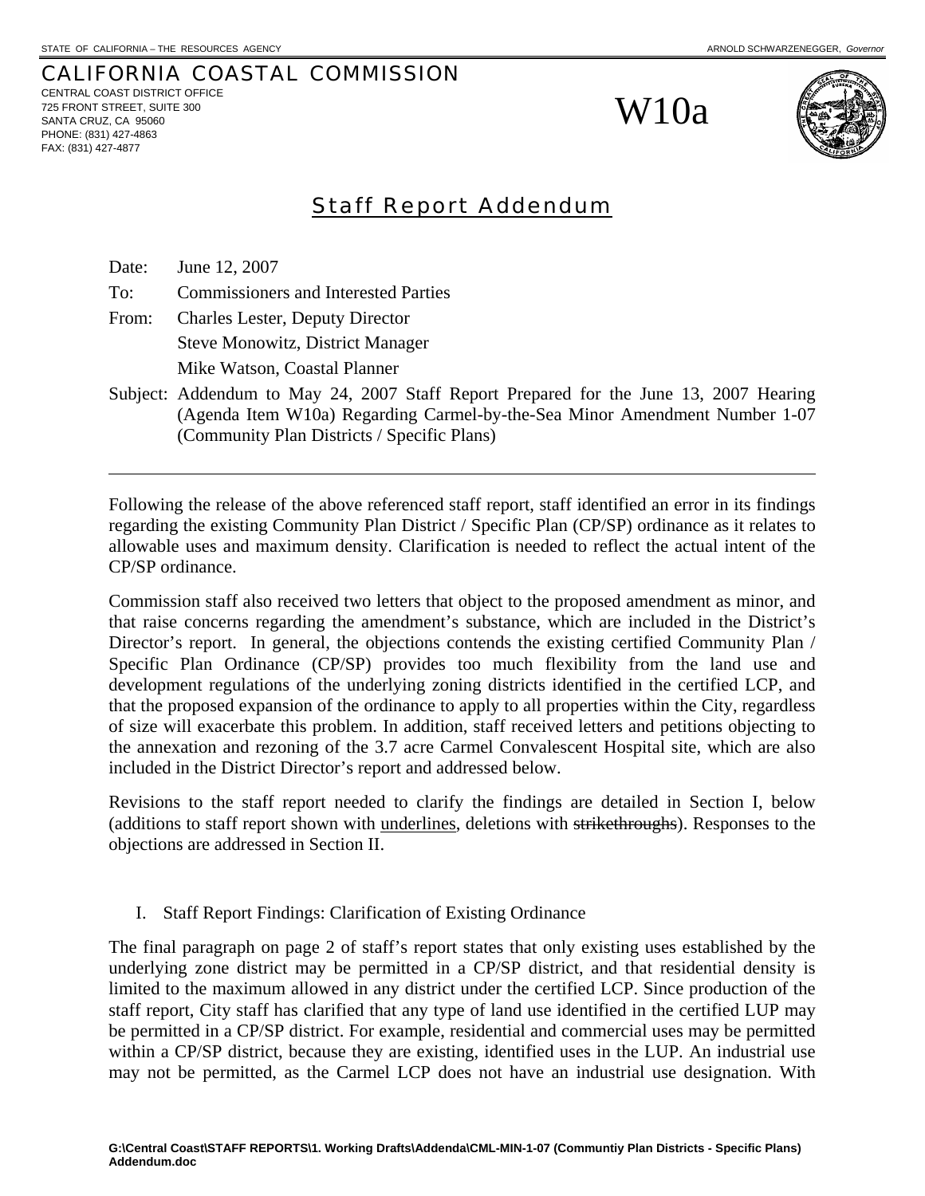STATE OF CALIFORNIA – THE RESOURCES AGENCY    ARNOLD SCHWARZENEGGER, *Governor*

# CALIFORNIA COASTAL COMMISSION

CENTRAL COAST DISTRICT OFFICE
725 FRONT STREET, SUITE 300
SANTA CRUZ, CA 95060
PHONE: (831) 427-4863
FAX: (831) 427-4877

W10a

## Staff Report Addendum

Date: June 12, 2007

To: Commissioners and Interested Parties

From: Charles Lester, Deputy Director
Steve Monowitz, District Manager
Mike Watson, Coastal Planner

Subject: Addendum to May 24, 2007 Staff Report Prepared for the June 13, 2007 Hearing (Agenda Item W10a) Regarding Carmel-by-the-Sea Minor Amendment Number 1-07 (Community Plan Districts / Specific Plans)

---

Following the release of the above referenced staff report, staff identified an error in its findings regarding the existing Community Plan District / Specific Plan (CP/SP) ordinance as it relates to allowable uses and maximum density. Clarification is needed to reflect the actual intent of the CP/SP ordinance.

Commission staff also received two letters that object to the proposed amendment as minor, and that raise concerns regarding the amendment's substance, which are included in the District's Director's report. In general, the objections contends the existing certified Community Plan / Specific Plan Ordinance (CP/SP) provides too much flexibility from the land use and development regulations of the underlying zoning districts identified in the certified LCP, and that the proposed expansion of the ordinance to apply to all properties within the City, regardless of size will exacerbate this problem. In addition, staff received letters and petitions objecting to the annexation and rezoning of the 3.7 acre Carmel Convalescent Hospital site, which are also included in the District Director's report and addressed below.

Revisions to the staff report needed to clarify the findings are detailed in Section I, below (additions to staff report shown with <u>underlines</u>, deletions with ~~strikethroughs~~). Responses to the objections are addressed in Section II.

I. Staff Report Findings: Clarification of Existing Ordinance

The final paragraph on page 2 of staff's report states that only existing uses established by the underlying zone district may be permitted in a CP/SP district, and that residential density is limited to the maximum allowed in any district under the certified LCP. Since production of the staff report, City staff has clarified that any type of land use identified in the certified LUP may be permitted in a CP/SP district. For example, residential and commercial uses may be permitted within a CP/SP district, because they are existing, identified uses in the LUP. An industrial use may not be permitted, as the Carmel LCP does not have an industrial use designation. With

G:\Central Coast\STAFF REPORTS\1. Working Drafts\Addenda\CML-MIN-1-07 (Communtiy Plan Districts - Specific Plans) Addendum.doc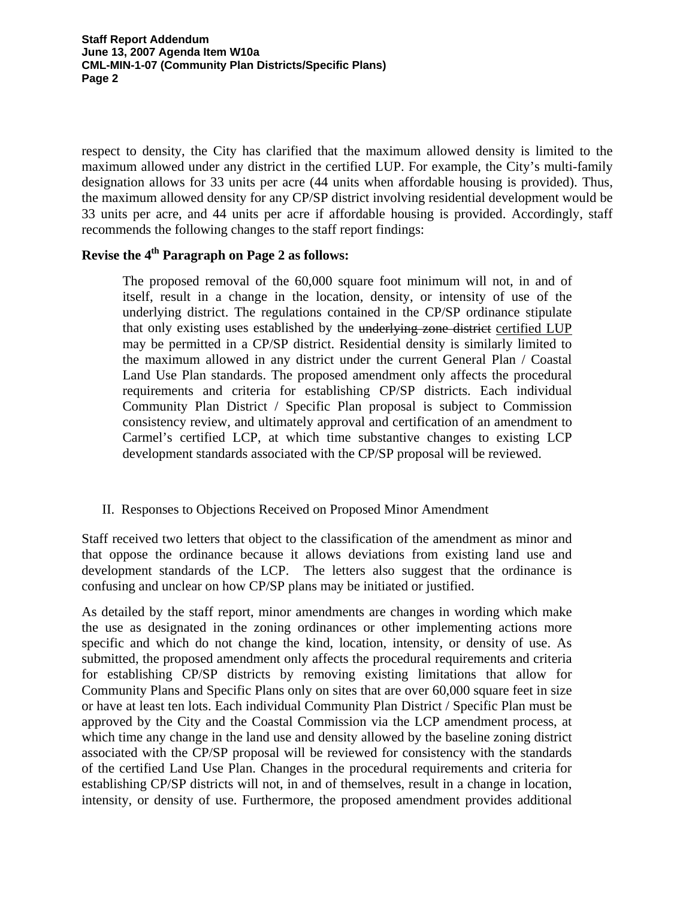respect to density, the City has clarified that the maximum allowed density is limited to the maximum allowed under any district in the certified LUP. For example, the City's multi-family designation allows for 33 units per acre (44 units when affordable housing is provided). Thus, the maximum allowed density for any CP/SP district involving residential development would be 33 units per acre, and 44 units per acre if affordable housing is provided. Accordingly, staff recommends the following changes to the staff report findings:

**Revise the 4th Paragraph on Page 2 as follows:**

> The proposed removal of the 60,000 square foot minimum will not, in and of itself, result in a change in the location, density, or intensity of use of the underlying district. The regulations contained in the CP/SP ordinance stipulate that only existing uses established by the ~~underlying zone district~~ <u>certified LUP</u> may be permitted in a CP/SP district. Residential density is similarly limited to the maximum allowed in any district under the current General Plan / Coastal Land Use Plan standards. The proposed amendment only affects the procedural requirements and criteria for establishing CP/SP districts. Each individual Community Plan District / Specific Plan proposal is subject to Commission consistency review, and ultimately approval and certification of an amendment to Carmel's certified LCP, at which time substantive changes to existing LCP development standards associated with the CP/SP proposal will be reviewed.

II. Responses to Objections Received on Proposed Minor Amendment

Staff received two letters that object to the classification of the amendment as minor and that oppose the ordinance because it allows deviations from existing land use and development standards of the LCP. The letters also suggest that the ordinance is confusing and unclear on how CP/SP plans may be initiated or justified.

As detailed by the staff report, minor amendments are changes in wording which make the use as designated in the zoning ordinances or other implementing actions more specific and which do not change the kind, location, intensity, or density of use. As submitted, the proposed amendment only affects the procedural requirements and criteria for establishing CP/SP districts by removing existing limitations that allow for Community Plans and Specific Plans only on sites that are over 60,000 square feet in size or have at least ten lots. Each individual Community Plan District / Specific Plan must be approved by the City and the Coastal Commission via the LCP amendment process, at which time any change in the land use and density allowed by the baseline zoning district associated with the CP/SP proposal will be reviewed for consistency with the standards of the certified Land Use Plan. Changes in the procedural requirements and criteria for establishing CP/SP districts will not, in and of themselves, result in a change in location, intensity, or density of use. Furthermore, the proposed amendment provides additional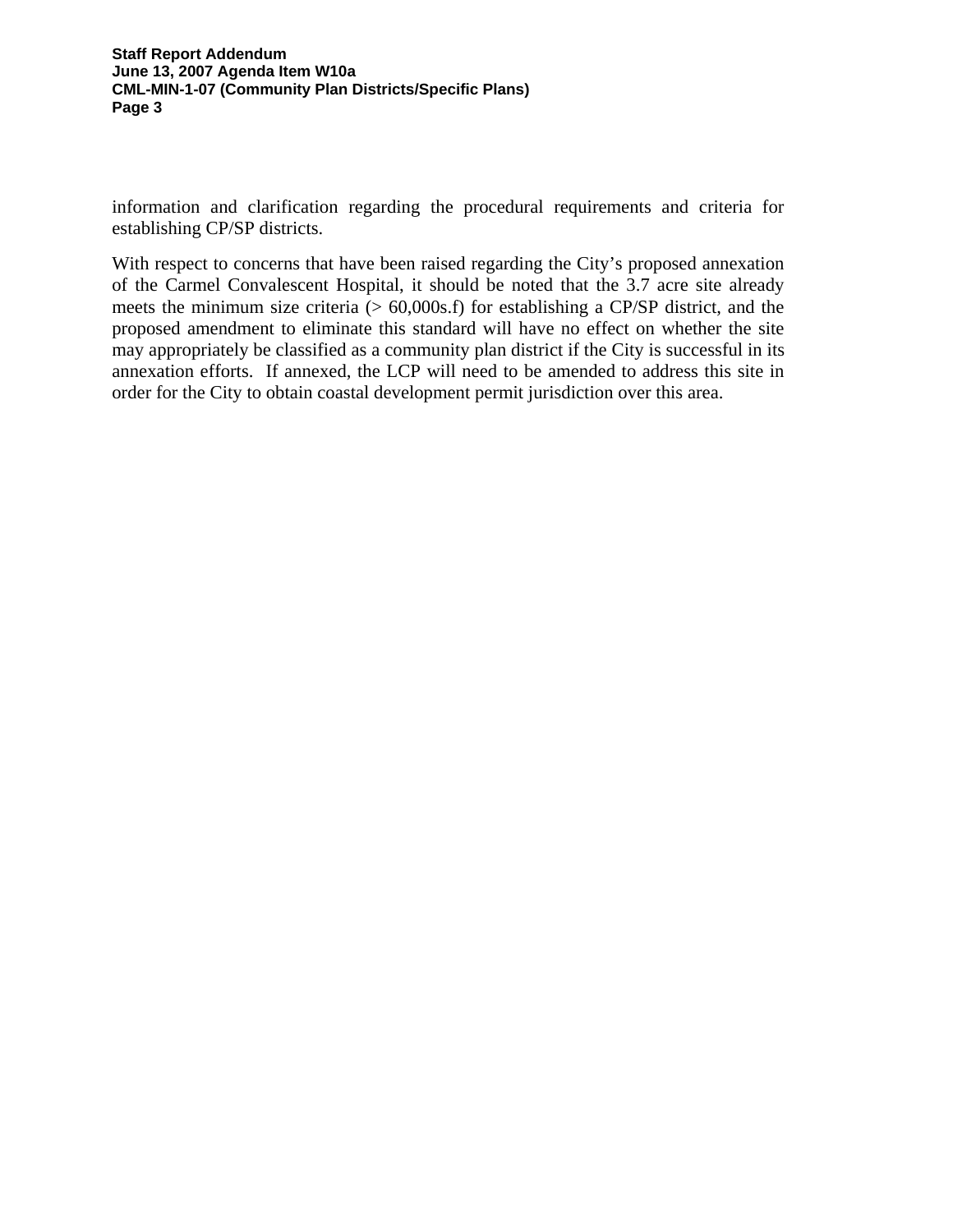information and clarification regarding the procedural requirements and criteria for establishing CP/SP districts.

With respect to concerns that have been raised regarding the City's proposed annexation of the Carmel Convalescent Hospital, it should be noted that the 3.7 acre site already meets the minimum size criteria (> 60,000s.f) for establishing a CP/SP district, and the proposed amendment to eliminate this standard will have no effect on whether the site may appropriately be classified as a community plan district if the City is successful in its annexation efforts. If annexed, the LCP will need to be amended to address this site in order for the City to obtain coastal development permit jurisdiction over this area.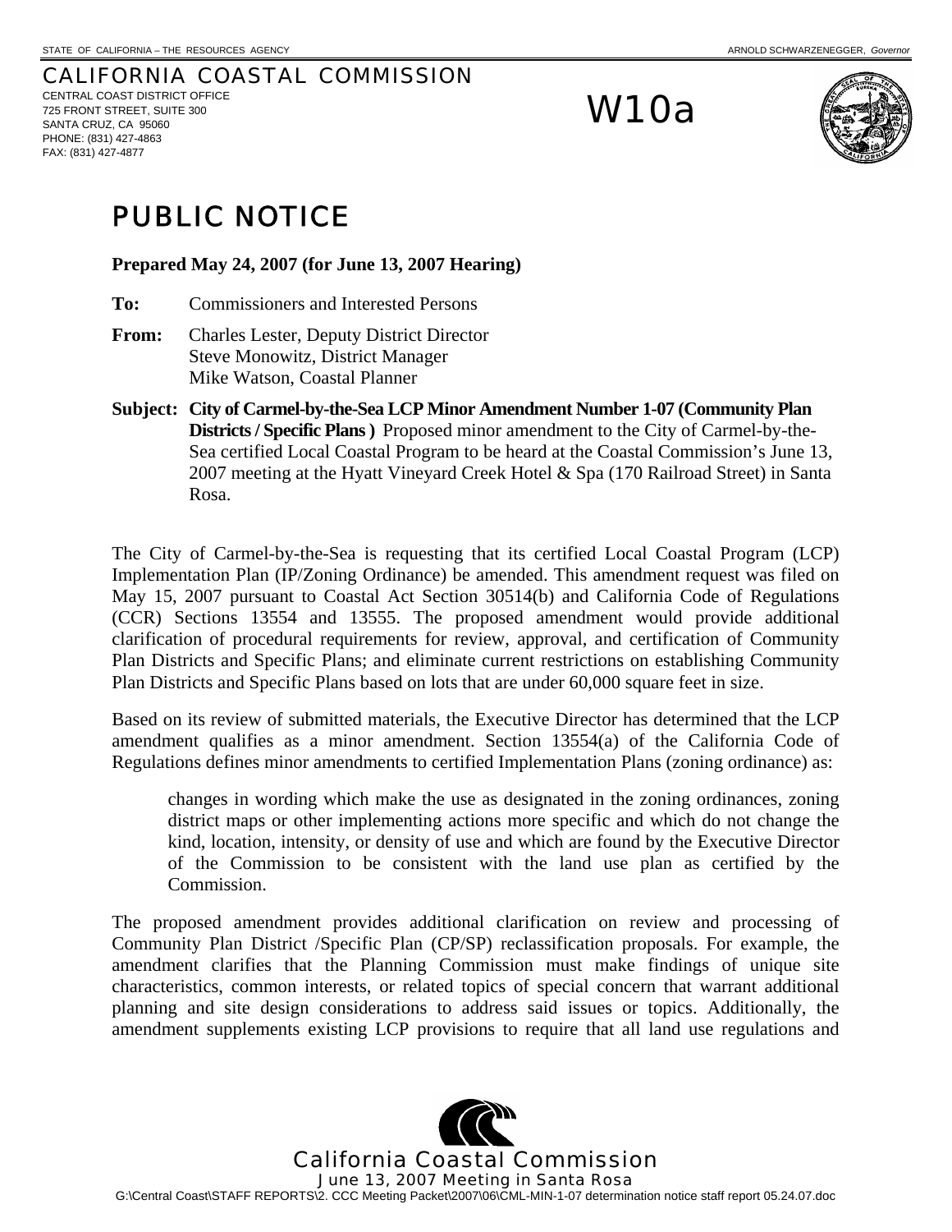STATE OF CALIFORNIA – THE RESOURCES AGENCY ARNOLD SCHWARZENEGGER, *Governor*

CALIFORNIA COASTAL COMMISSION
CENTRAL COAST DISTRICT OFFICE
725 FRONT STREET, SUITE 300
SANTA CRUZ, CA 95060
PHONE: (831) 427-4863
FAX: (831) 427-4877

W10a

# PUBLIC NOTICE

**Prepared May 24, 2007 (for June 13, 2007 Hearing)**

**To:** Commissioners and Interested Persons

**From:** Charles Lester, Deputy District Director
Steve Monowitz, District Manager
Mike Watson, Coastal Planner

**Subject: City of Carmel-by-the-Sea LCP Minor Amendment Number 1-07 (Community Plan Districts / Specific Plans )** Proposed minor amendment to the City of Carmel-by-the-Sea certified Local Coastal Program to be heard at the Coastal Commission's June 13, 2007 meeting at the Hyatt Vineyard Creek Hotel & Spa (170 Railroad Street) in Santa Rosa.

The City of Carmel-by-the-Sea is requesting that its certified Local Coastal Program (LCP) Implementation Plan (IP/Zoning Ordinance) be amended. This amendment request was filed on May 15, 2007 pursuant to Coastal Act Section 30514(b) and California Code of Regulations (CCR) Sections 13554 and 13555. The proposed amendment would provide additional clarification of procedural requirements for review, approval, and certification of Community Plan Districts and Specific Plans; and eliminate current restrictions on establishing Community Plan Districts and Specific Plans based on lots that are under 60,000 square feet in size.

Based on its review of submitted materials, the Executive Director has determined that the LCP amendment qualifies as a minor amendment. Section 13554(a) of the California Code of Regulations defines minor amendments to certified Implementation Plans (zoning ordinance) as:

> changes in wording which make the use as designated in the zoning ordinances, zoning district maps or other implementing actions more specific and which do not change the kind, location, intensity, or density of use and which are found by the Executive Director of the Commission to be consistent with the land use plan as certified by the Commission.

The proposed amendment provides additional clarification on review and processing of Community Plan District /Specific Plan (CP/SP) reclassification proposals. For example, the amendment clarifies that the Planning Commission must make findings of unique site characteristics, common interests, or related topics of special concern that warrant additional planning and site design considerations to address said issues or topics. Additionally, the amendment supplements existing LCP provisions to require that all land use regulations and

California Coastal Commission
June 13, 2007 Meeting in Santa Rosa
G:\Central Coast\STAFF REPORTS\2. CCC Meeting Packet\2007\06\CML-MIN-1-07 determination notice staff report 05.24.07.doc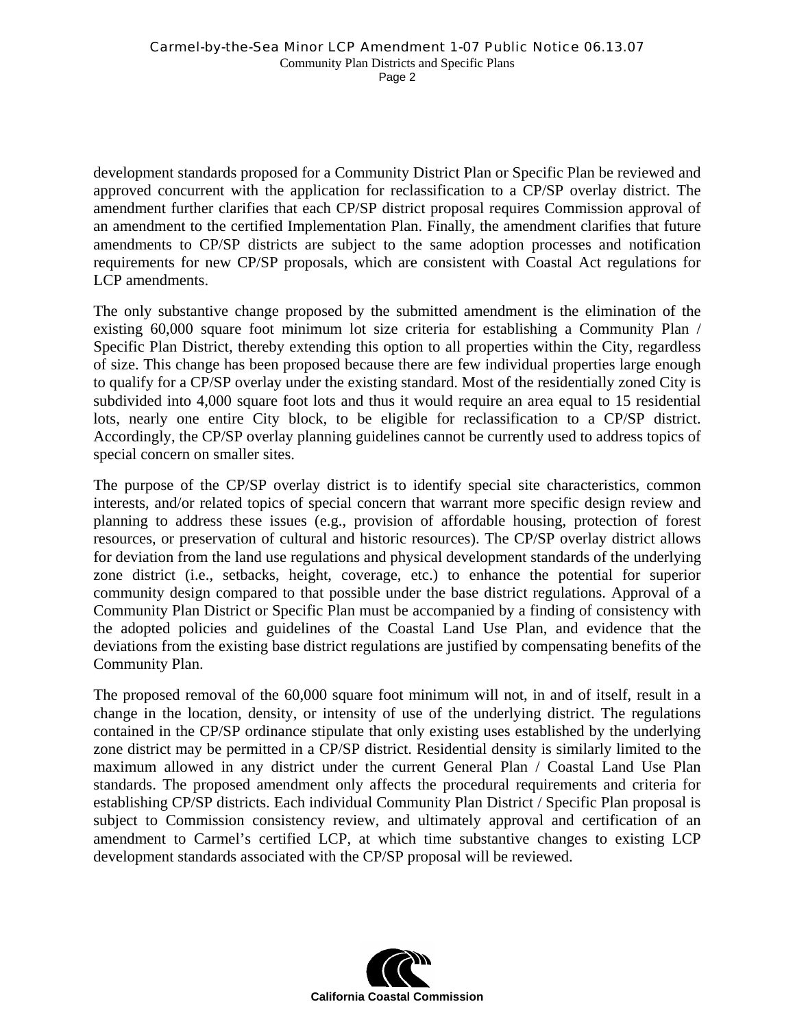development standards proposed for a Community District Plan or Specific Plan be reviewed and approved concurrent with the application for reclassification to a CP/SP overlay district. The amendment further clarifies that each CP/SP district proposal requires Commission approval of an amendment to the certified Implementation Plan. Finally, the amendment clarifies that future amendments to CP/SP districts are subject to the same adoption processes and notification requirements for new CP/SP proposals, which are consistent with Coastal Act regulations for LCP amendments.

The only substantive change proposed by the submitted amendment is the elimination of the existing 60,000 square foot minimum lot size criteria for establishing a Community Plan / Specific Plan District, thereby extending this option to all properties within the City, regardless of size. This change has been proposed because there are few individual properties large enough to qualify for a CP/SP overlay under the existing standard. Most of the residentially zoned City is subdivided into 4,000 square foot lots and thus it would require an area equal to 15 residential lots, nearly one entire City block, to be eligible for reclassification to a CP/SP district. Accordingly, the CP/SP overlay planning guidelines cannot be currently used to address topics of special concern on smaller sites.

The purpose of the CP/SP overlay district is to identify special site characteristics, common interests, and/or related topics of special concern that warrant more specific design review and planning to address these issues (e.g., provision of affordable housing, protection of forest resources, or preservation of cultural and historic resources). The CP/SP overlay district allows for deviation from the land use regulations and physical development standards of the underlying zone district (i.e., setbacks, height, coverage, etc.) to enhance the potential for superior community design compared to that possible under the base district regulations. Approval of a Community Plan District or Specific Plan must be accompanied by a finding of consistency with the adopted policies and guidelines of the Coastal Land Use Plan, and evidence that the deviations from the existing base district regulations are justified by compensating benefits of the Community Plan.

The proposed removal of the 60,000 square foot minimum will not, in and of itself, result in a change in the location, density, or intensity of use of the underlying district. The regulations contained in the CP/SP ordinance stipulate that only existing uses established by the underlying zone district may be permitted in a CP/SP district. Residential density is similarly limited to the maximum allowed in any district under the current General Plan / Coastal Land Use Plan standards. The proposed amendment only affects the procedural requirements and criteria for establishing CP/SP districts. Each individual Community Plan District / Specific Plan proposal is subject to Commission consistency review, and ultimately approval and certification of an amendment to Carmel's certified LCP, at which time substantive changes to existing LCP development standards associated with the CP/SP proposal will be reviewed.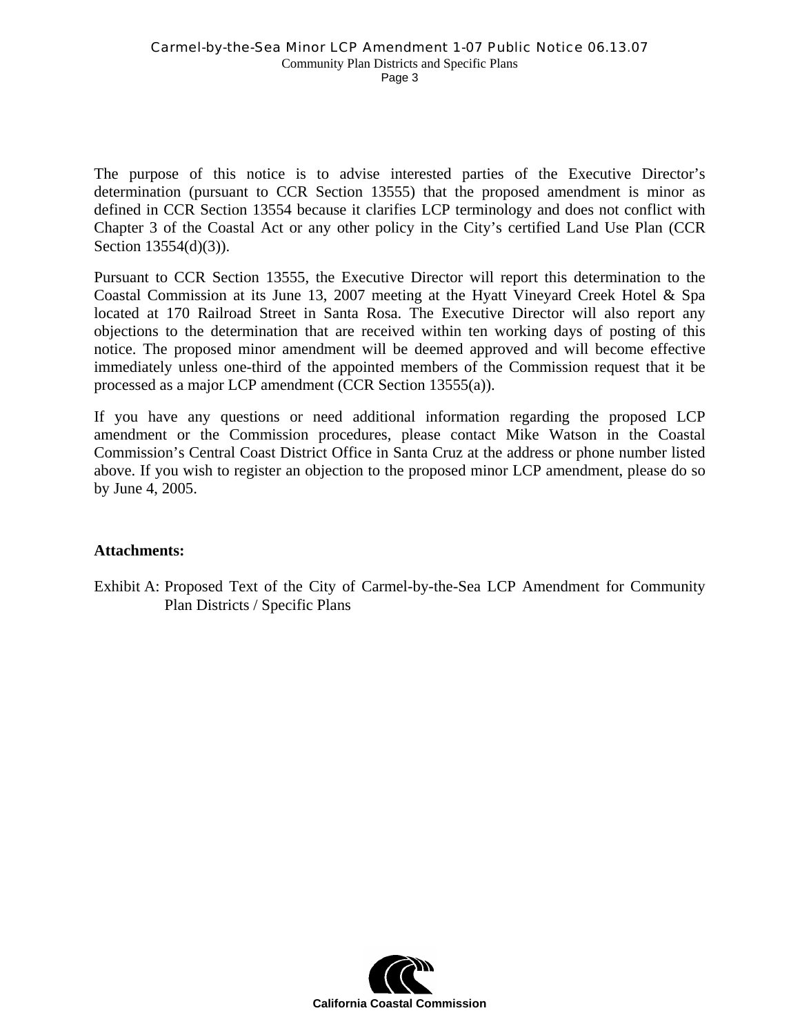The purpose of this notice is to advise interested parties of the Executive Director's determination (pursuant to CCR Section 13555) that the proposed amendment is minor as defined in CCR Section 13554 because it clarifies LCP terminology and does not conflict with Chapter 3 of the Coastal Act or any other policy in the City's certified Land Use Plan (CCR Section 13554(d)(3)).

Pursuant to CCR Section 13555, the Executive Director will report this determination to the Coastal Commission at its June 13, 2007 meeting at the Hyatt Vineyard Creek Hotel & Spa located at 170 Railroad Street in Santa Rosa. The Executive Director will also report any objections to the determination that are received within ten working days of posting of this notice. The proposed minor amendment will be deemed approved and will become effective immediately unless one-third of the appointed members of the Commission request that it be processed as a major LCP amendment (CCR Section 13555(a)).

If you have any questions or need additional information regarding the proposed LCP amendment or the Commission procedures, please contact Mike Watson in the Coastal Commission's Central Coast District Office in Santa Cruz at the address or phone number listed above. If you wish to register an objection to the proposed minor LCP amendment, please do so by June 4, 2005.

**Attachments:**

Exhibit A: Proposed Text of the City of Carmel-by-the-Sea LCP Amendment for Community Plan Districts / Specific Plans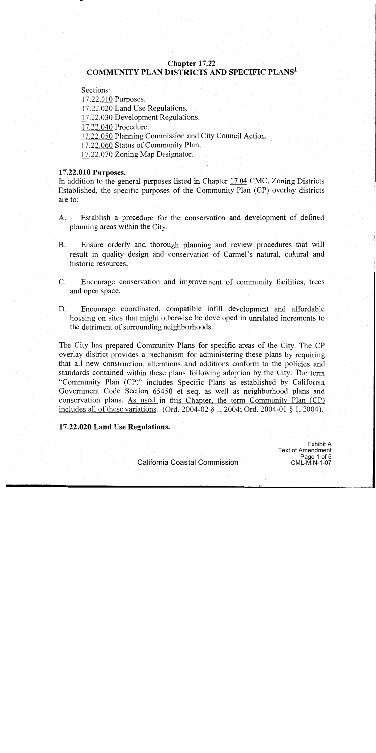## Chapter 17.22
## COMMUNITY PLAN DISTRICTS AND SPECIFIC PLANS[1]

Sections:

17.22.010 Purposes.
17.22.020 Land Use Regulations.
17.22.030 Development Regulations.
17.22.040 Procedure.
17.22.050 Planning Commission and City Council Action.
17.22.060 Status of Community Plan.
17.22.070 Zoning Map Designator.

### 17.22.010 Purposes.

In addition to the general purposes listed in Chapter 17.04 CMC, Zoning Districts Established, the specific purposes of the Community Plan (CP) overlay districts are to:

A. Establish a procedure for the conservation and development of defined planning areas within the City.

B. Ensure orderly and thorough planning and review procedures that will result in quality design and conservation of Carmel's natural, cultural and historic resources.

C. Encourage conservation and improvement of community facilities, trees and open space.

D. Encourage coordinated, compatible infill development and affordable housing on sites that might otherwise be developed in unrelated increments to the detriment of surrounding neighborhoods.

The City has prepared Community Plans for specific areas of the City. The CP overlay district provides a mechanism for administering these plans by requiring that all new construction, alterations and additions conform to the policies and standards contained within these plans following adoption by the City. The term "Community Plan (CP)" includes Specific Plans as established by California Government Code Section 65450 et seq. as well as neighborhood plans and conservation plans. <u>As used in this Chapter, the term Community Plan (CP) includes all of these variations</u>. (Ord. 2004-02 § 1, 2004; Ord. 2004-01 § 1, 2004).

### 17.22.020 Land Use Regulations.

Exhibit A
Text of Amendment
Page 1 of 5
CML-MIN-1-07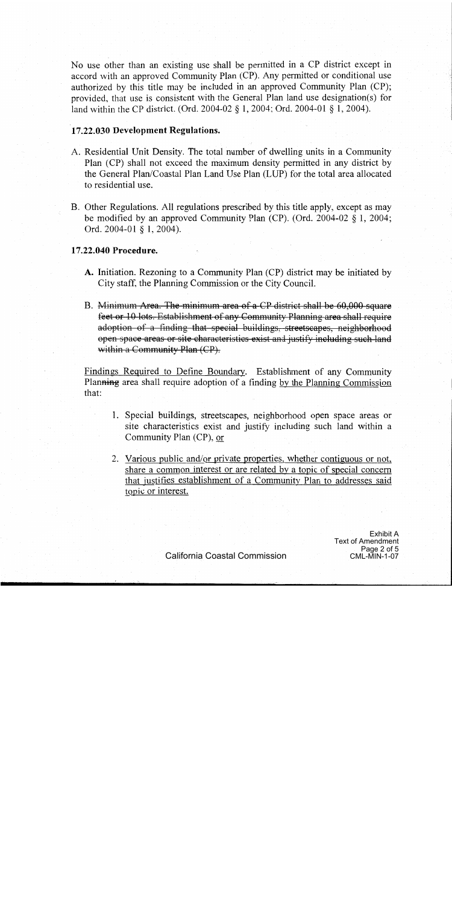No use other than an existing use shall be permitted in a CP district except in accord with an approved Community Plan (CP). Any permitted or conditional use authorized by this title may be included in an approved Community Plan (CP); provided, that use is consistent with the General Plan land use designation(s) for land within the CP district. (Ord. 2004-02 § 1, 2004; Ord. 2004-01 § 1, 2004).

### 17.22.030 Development Regulations.

A. Residential Unit Density. The total number of dwelling units in a Community Plan (CP) shall not exceed the maximum density permitted in any district by the General Plan/Coastal Plan Land Use Plan (LUP) for the total area allocated to residential use.

B. Other Regulations. All regulations prescribed by this title apply, except as may be modified by an approved Community Plan (CP). (Ord. 2004-02 § 1, 2004; Ord. 2004-01 § 1, 2004).

### 17.22.040 Procedure.

**A.** Initiation. Rezoning to a Community Plan (CP) district may be initiated by City staff, the Planning Commission or the City Council.

B. ~~Minimum Area. The minimum area of a CP district shall be 60,000 square feet or 10 lots. Establishment of any Community Planning area shall require adoption of a finding that special buildings, streetscapes, neighborhood open space areas or site characteristics exist and justify including such land within a Community Plan (CP).~~

<u>Findings Required to Define Boundary.</u> Establishment of any Community Plan~~ning~~ area shall require adoption of a finding <u>by the Planning Commission</u> that:

1. Special buildings, streetscapes, neighborhood open space areas or site characteristics exist and justify including such land within a Community Plan (CP), <u>or</u>

2. <u>Various public and/or private properties, whether contiguous or not, share a common interest or are related by a topic of special concern that justifies establishment of a Community Plan to addresses said topic or interest.</u>

California Coastal Commission

Exhibit A
Text of Amendment
CML-MIN-1-07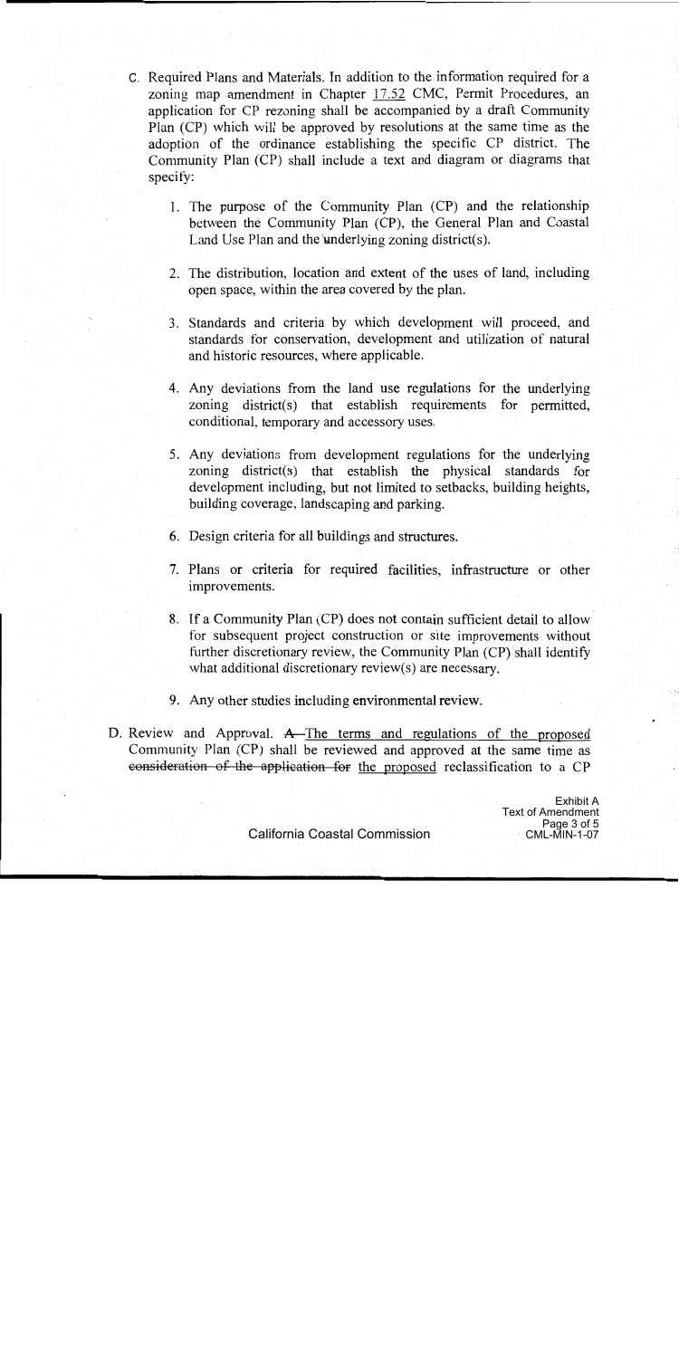C. Required Plans and Materials. In addition to the information required for a zoning map amendment in Chapter 17.52 CMC, Permit Procedures, an application for CP rezoning shall be accompanied by a draft Community Plan (CP) which will be approved by resolutions at the same time as the adoption of the ordinance establishing the specific CP district. The Community Plan (CP) shall include a text and diagram or diagrams that specify:

1. The purpose of the Community Plan (CP) and the relationship between the Community Plan (CP), the General Plan and Coastal Land Use Plan and the underlying zoning district(s).

2. The distribution, location and extent of the uses of land, including open space, within the area covered by the plan.

3. Standards and criteria by which development will proceed, and standards for conservation, development and utilization of natural and historic resources, where applicable.

4. Any deviations from the land use regulations for the underlying zoning district(s) that establish requirements for permitted, conditional, temporary and accessory uses.

5. Any deviations from development regulations for the underlying zoning district(s) that establish the physical standards for development including, but not limited to setbacks, building heights, building coverage, landscaping and parking.

6. Design criteria for all buildings and structures.

7. Plans or criteria for required facilities, infrastructure or other improvements.

8. If a Community Plan (CP) does not contain sufficient detail to allow for subsequent project construction or site improvements without further discretionary review, the Community Plan (CP) shall identify what additional discretionary review(s) are necessary.

9. Any other studies including environmental review.

D. Review and Approval. ~~A~~ <u>The terms and regulations of the proposed</u> Community Plan (CP) shall be reviewed and approved at the same time as ~~consideration of the application for~~ <u>the proposed</u> reclassification to a CP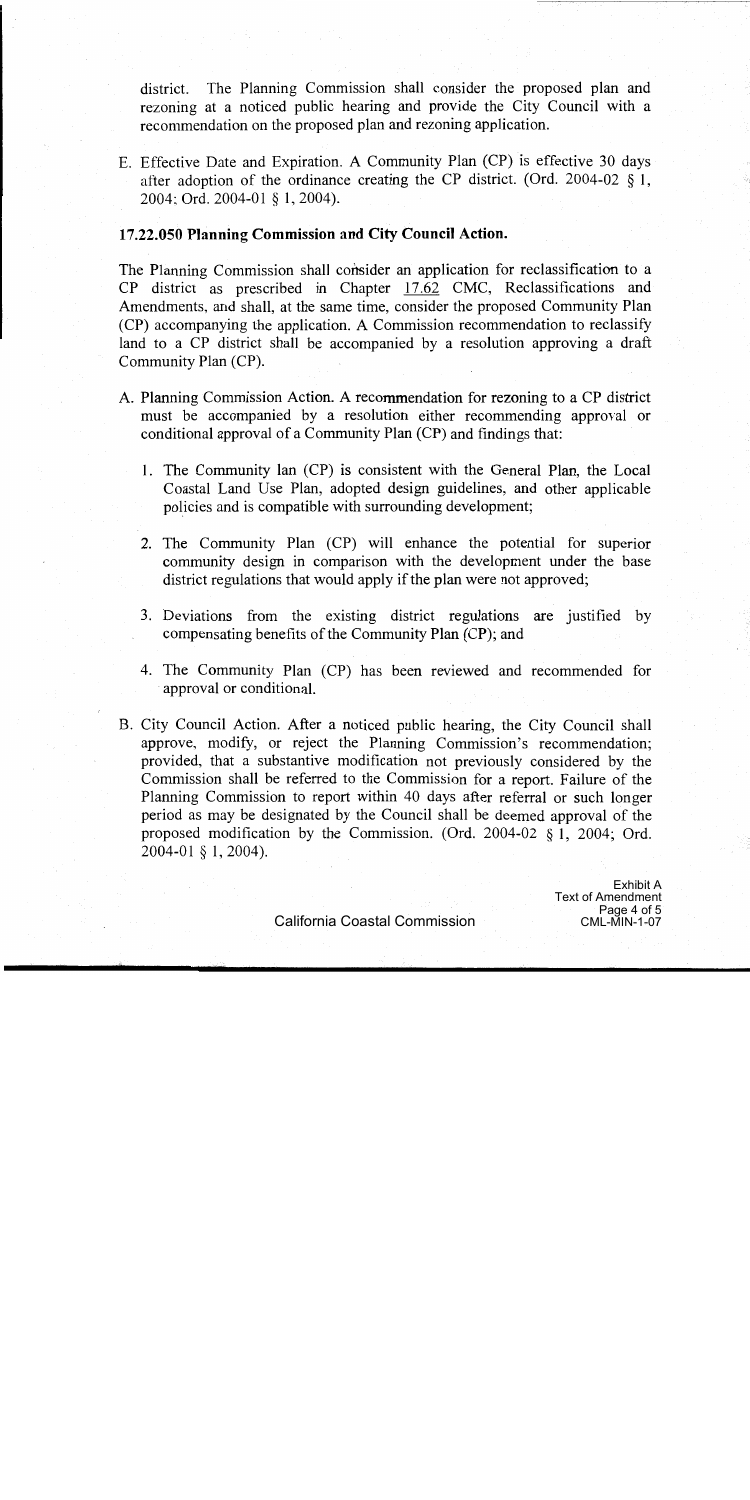district. The Planning Commission shall consider the proposed plan and rezoning at a noticed public hearing and provide the City Council with a recommendation on the proposed plan and rezoning application.

E. Effective Date and Expiration. A Community Plan (CP) is effective 30 days after adoption of the ordinance creating the CP district. (Ord. 2004-02 § 1, 2004; Ord. 2004-01 § 1, 2004).

**17.22.050 Planning Commission and City Council Action.**

The Planning Commission shall consider an application for reclassification to a CP district as prescribed in Chapter 17.62 CMC, Reclassifications and Amendments, and shall, at the same time, consider the proposed Community Plan (CP) accompanying the application. A Commission recommendation to reclassify land to a CP district shall be accompanied by a resolution approving a draft Community Plan (CP).

A. Planning Commission Action. A recommendation for rezoning to a CP district must be accompanied by a resolution either recommending approval or conditional approval of a Community Plan (CP) and findings that:

   1. The Community lan (CP) is consistent with the General Plan, the Local Coastal Land Use Plan, adopted design guidelines, and other applicable policies and is compatible with surrounding development;

   2. The Community Plan (CP) will enhance the potential for superior community design in comparison with the development under the base district regulations that would apply if the plan were not approved;

   3. Deviations from the existing district regulations are justified by compensating benefits of the Community Plan (CP); and

   4. The Community Plan (CP) has been reviewed and recommended for approval or conditional.

B. City Council Action. After a noticed public hearing, the City Council shall approve, modify, or reject the Planning Commission's recommendation; provided, that a substantive modification not previously considered by the Commission shall be referred to the Commission for a report. Failure of the Planning Commission to report within 40 days after referral or such longer period as may be designated by the Council shall be deemed approval of the proposed modification by the Commission. (Ord. 2004-02 § 1, 2004; Ord. 2004-01 § 1, 2004).

California Coastal Commission

Exhibit A
Text of Amendment
Page 4 of 5
CML-MIN-1-07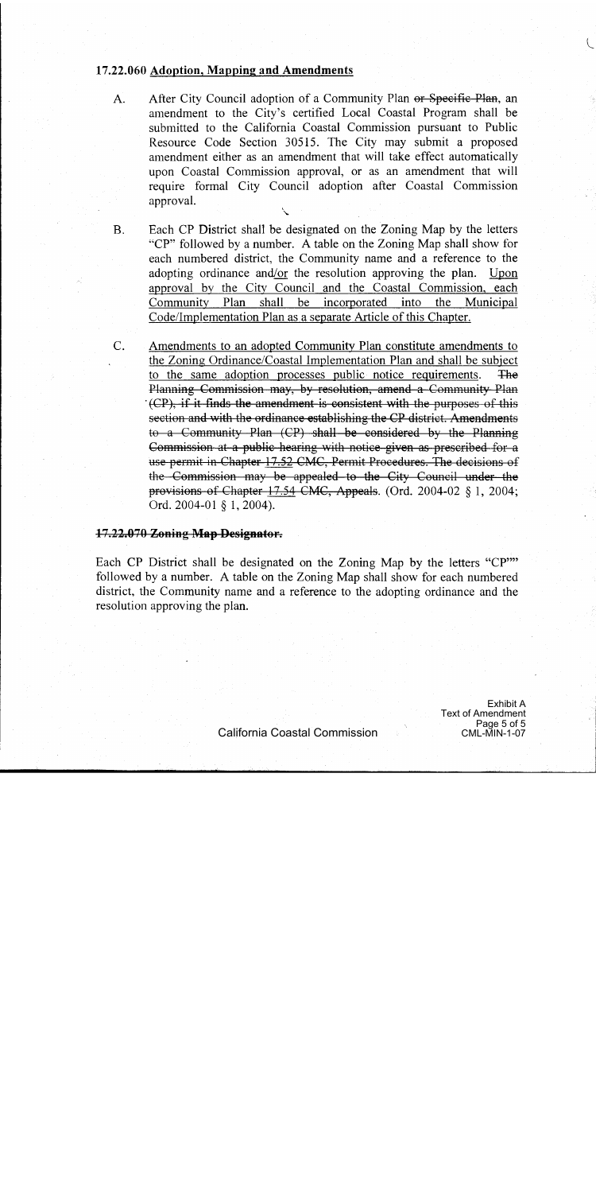## 17.22.060 Adoption, Mapping and Amendments

A. After City Council adoption of a Community Plan ~~or Specific Plan~~, an amendment to the City's certified Local Coastal Program shall be submitted to the California Coastal Commission pursuant to Public Resource Code Section 30515. The City may submit a proposed amendment either as an amendment that will take effect automatically upon Coastal Commission approval, or as an amendment that will require formal City Council adoption after Coastal Commission approval.

B. Each CP District shall be designated on the Zoning Map by the letters "CP" followed by a number. A table on the Zoning Map shall show for each numbered district, the Community name and a reference to the adopting ordinance and/or the resolution approving the plan. Upon approval by the City Council and the Coastal Commission, each Community Plan shall be incorporated into the Municipal Code/Implementation Plan as a separate Article of this Chapter.

C. Amendments to an adopted Community Plan constitute amendments to the Zoning Ordinance/Coastal Implementation Plan and shall be subject to the same adoption processes public notice requirements. ~~The Planning Commission may, by resolution, amend a Community Plan (CP), if it finds the amendment is consistent with the purposes of this section and with the ordinance establishing the CP district. Amendments to a Community Plan (CP) shall be considered by the Planning Commission at a public hearing with notice given as prescribed for a use permit in Chapter 17.52 CMC, Permit Procedures. The decisions of the Commission may be appealed to the City Council under the provisions of Chapter 17.54 CMC, Appeals.~~ (Ord. 2004-02 § 1, 2004; Ord. 2004-01 § 1, 2004).

## ~~17.22.070 Zoning Map Designator.~~

Each CP District shall be designated on the Zoning Map by the letters "CP"" followed by a number. A table on the Zoning Map shall show for each numbered district, the Community name and a reference to the adopting ordinance and the resolution approving the plan.

Exhibit A
Text of Amendment
Page 5 of 5
CML-MIN-1-07

California Coastal Commission